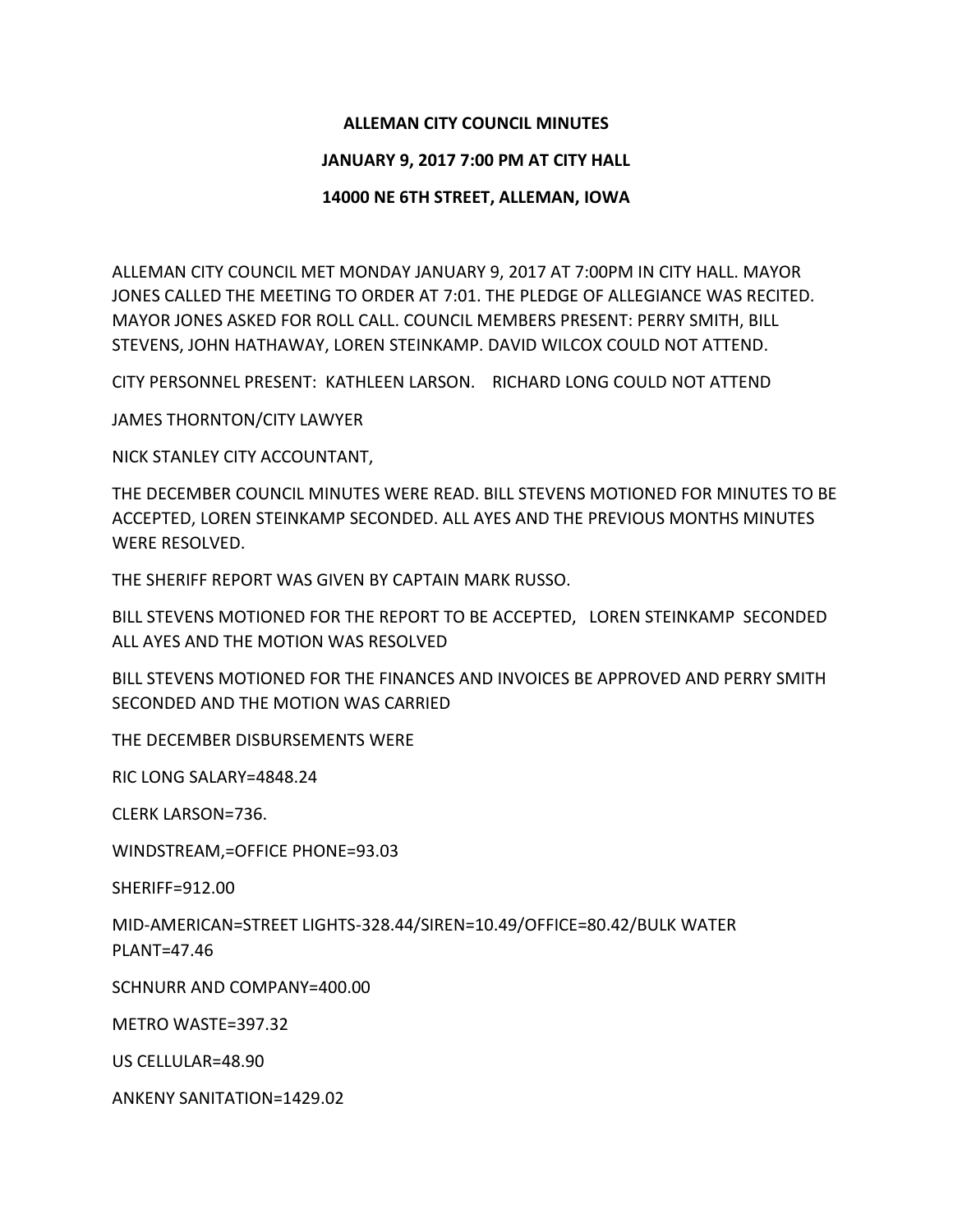**ALLEMAN CITY COUNCIL MINUTES**

**JANUARY 9, 2017 7:00 PM AT CITY HALL**

**14000 NE 6TH STREET, ALLEMAN, IOWA**

ALLEMAN CITY COUNCIL MET MONDAY JANUARY 9, 2017 AT 7:00PM IN CITY HALL. MAYOR JONES CALLED THE MEETING TO ORDER AT 7:01. THE PLEDGE OF ALLEGIANCE WAS RECITED. MAYOR JONES ASKED FOR ROLL CALL. COUNCIL MEMBERS PRESENT: PERRY SMITH, BILL STEVENS, JOHN HATHAWAY, LOREN STEINKAMP. DAVID WILCOX COULD NOT ATTEND.

CITY PERSONNEL PRESENT: KATHLEEN LARSON. RICHARD LONG COULD NOT ATTEND

JAMES THORNTON/CITY LAWYER

NICK STANLEY CITY ACCOUNTANT,

THE DECEMBER COUNCIL MINUTES WERE READ. BILL STEVENS MOTIONED FOR MINUTES TO BE ACCEPTED, LOREN STEINKAMP SECONDED. ALL AYES AND THE PREVIOUS MONTHS MINUTES WERE RESOLVED.

THE SHERIFF REPORT WAS GIVEN BY CAPTAIN MARK RUSSO.

BILL STEVENS MOTIONED FOR THE REPORT TO BE ACCEPTED, LOREN STEINKAMP SECONDED ALL AYES AND THE MOTION WAS RESOLVED

BILL STEVENS MOTIONED FOR THE FINANCES AND INVOICES BE APPROVED AND PERRY SMITH SECONDED AND THE MOTION WAS CARRIED

THE DECEMBER DISBURSEMENTS WERE

RIC LONG SALARY=4848.24

CLERK LARSON=736.

WINDSTREAM,=OFFICE PHONE=93.03

SHERIFF=912.00

MID-AMERICAN=STREET LIGHTS-328.44/SIREN=10.49/OFFICE=80.42/BULK WATER PLANT=47.46

SCHNURR AND COMPANY=400.00

METRO WASTE=397.32

US CELLULAR=48.90

ANKENY SANITATION=1429.02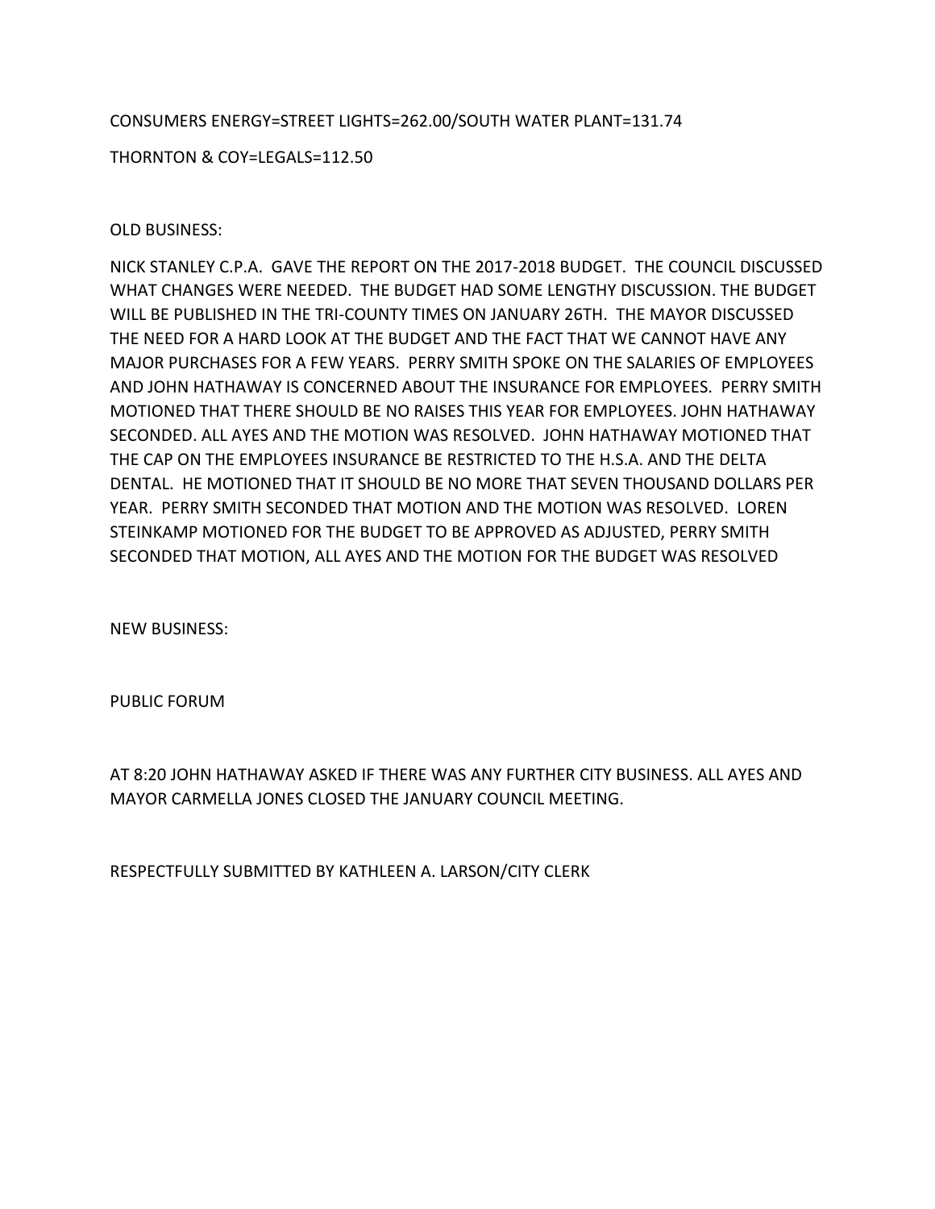CONSUMERS ENERGY=STREET LIGHTS=262.00/SOUTH WATER PLANT=131.74

THORNTON & COY=LEGALS=112.50

OLD BUSINESS:

NICK STANLEY C.P.A. GAVE THE REPORT ON THE 2017-2018 BUDGET. THE COUNCIL DISCUSSED WHAT CHANGES WERE NEEDED. THE BUDGET HAD SOME LENGTHY DISCUSSION. THE BUDGET WILL BE PUBLISHED IN THE TRI-COUNTY TIMES ON JANUARY 26TH. THE MAYOR DISCUSSED THE NEED FOR A HARD LOOK AT THE BUDGET AND THE FACT THAT WE CANNOT HAVE ANY MAJOR PURCHASES FOR A FEW YEARS. PERRY SMITH SPOKE ON THE SALARIES OF EMPLOYEES AND JOHN HATHAWAY IS CONCERNED ABOUT THE INSURANCE FOR EMPLOYEES. PERRY SMITH MOTIONED THAT THERE SHOULD BE NO RAISES THIS YEAR FOR EMPLOYEES. JOHN HATHAWAY SECONDED. ALL AYES AND THE MOTION WAS RESOLVED. JOHN HATHAWAY MOTIONED THAT THE CAP ON THE EMPLOYEES INSURANCE BE RESTRICTED TO THE H.S.A. AND THE DELTA DENTAL. HE MOTIONED THAT IT SHOULD BE NO MORE THAT SEVEN THOUSAND DOLLARS PER YEAR. PERRY SMITH SECONDED THAT MOTION AND THE MOTION WAS RESOLVED. LOREN STEINKAMP MOTIONED FOR THE BUDGET TO BE APPROVED AS ADJUSTED, PERRY SMITH SECONDED THAT MOTION, ALL AYES AND THE MOTION FOR THE BUDGET WAS RESOLVED

NEW BUSINESS:

PUBLIC FORUM

AT 8:20 JOHN HATHAWAY ASKED IF THERE WAS ANY FURTHER CITY BUSINESS. ALL AYES AND MAYOR CARMELLA JONES CLOSED THE JANUARY COUNCIL MEETING.

RESPECTFULLY SUBMITTED BY KATHLEEN A. LARSON/CITY CLERK